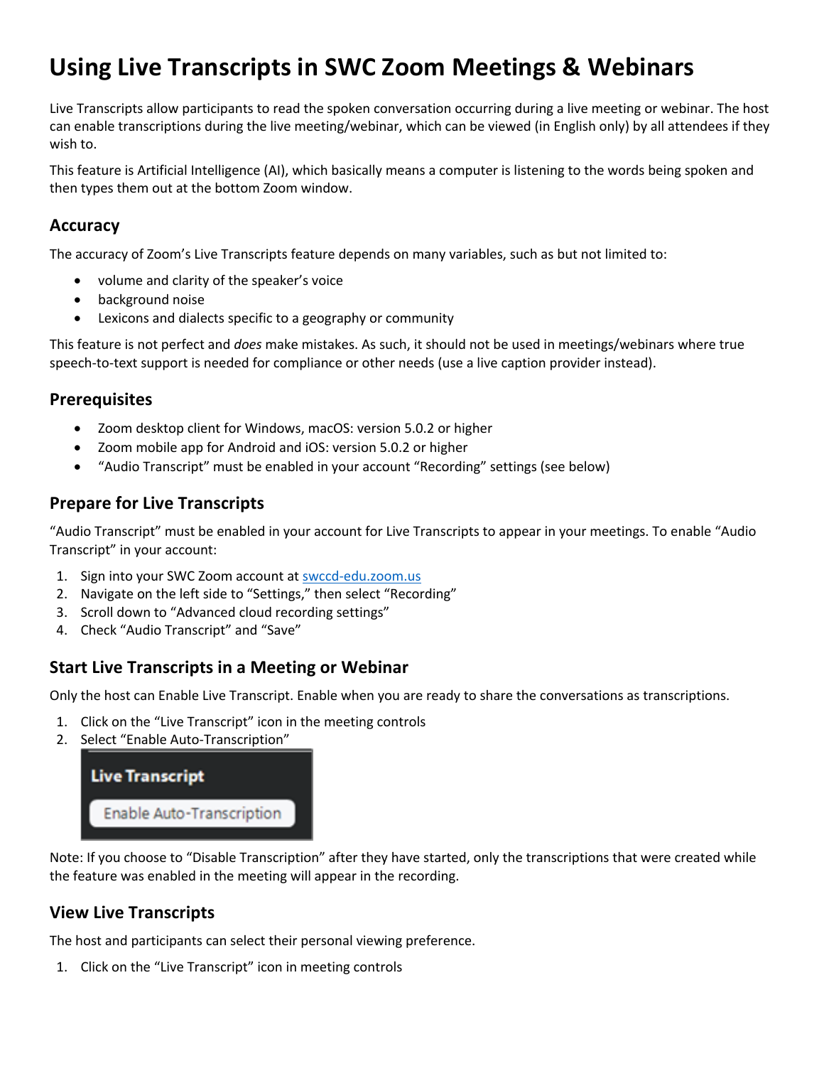# Using Live Transcripts in SWC Zoom Meetings & Webinars

Live Transcripts allow participants to read the spoken conversation occurring during a live meeting or webinar. The host can enable transcriptions during the live meeting/webinar, which can be viewed (in English only) by all attendees if they wish to.

This feature is Artificial Intelligence (AI), which basically means a computer is listening to the words being spoken and then types them out at the bottom Zoom window.

## Accuracy

The accuracy of Zoom's Live Transcripts feature depends on many variables, such as but not limited to:

- volume and clarity of the speaker's voice
- background noise
- Lexicons and dialects specific to a geography or community

This feature is not perfect and *does* make mistakes. As such, it should not be used in meetings/webinars where true speech-to-text support is needed for compliance or other needs (use a live caption provider instead).

## Prerequisites

- Zoom desktop client for Windows, macOS: version 5.0.2 or higher
- Zoom mobile app for Android and iOS: version 5.0.2 or higher
- "Audio Transcript" must be enabled in your account "Recording" settings (see below)

## Prepare for Live Transcripts

"Audio Transcript" must be enabled in your account for Live Transcripts to appear in your meetings. To enable "Audio Transcript" in your account:

1. Sign into your SWC Zoom account at [swccd-edu.zoom.us](swccd-edu.zoom.us)
2. Navigate on the left side to "Settings," then select "Recording"
3. Scroll down to "Advanced cloud recording settings"
4. Check "Audio Transcript" and "Save"

## Start Live Transcripts in a Meeting or Webinar

Only the host can Enable Live Transcript. Enable when you are ready to share the conversations as transcriptions.

1. Click on the "Live Transcript" icon in the meeting controls
2. Select "Enable Auto-Transcription"

**Live Transcript**

Enable Auto-Transcription

Note: If you choose to "Disable Transcription" after they have started, only the transcriptions that were created while the feature was enabled in the meeting will appear in the recording.

## View Live Transcripts

The host and participants can select their personal viewing preference.

1. Click on the "Live Transcript" icon in meeting controls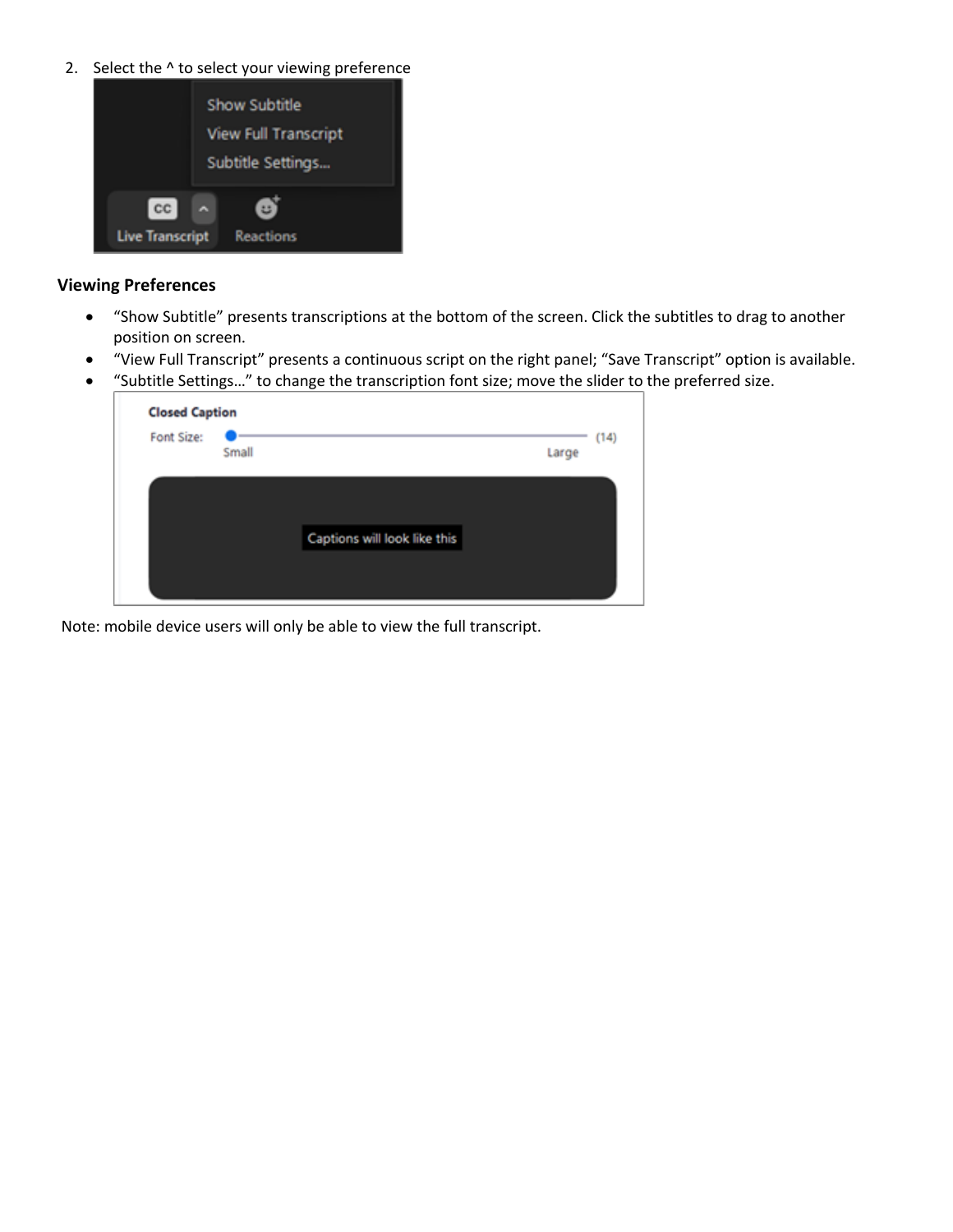2. Select the ^ to select your viewing preference

### Viewing Preferences

- "Show Subtitle" presents transcriptions at the bottom of the screen. Click the subtitles to drag to another position on screen.
- "View Full Transcript" presents a continuous script on the right panel; "Save Transcript" option is available.
- "Subtitle Settings…" to change the transcription font size; move the slider to the preferred size.

Note: mobile device users will only be able to view the full transcript.